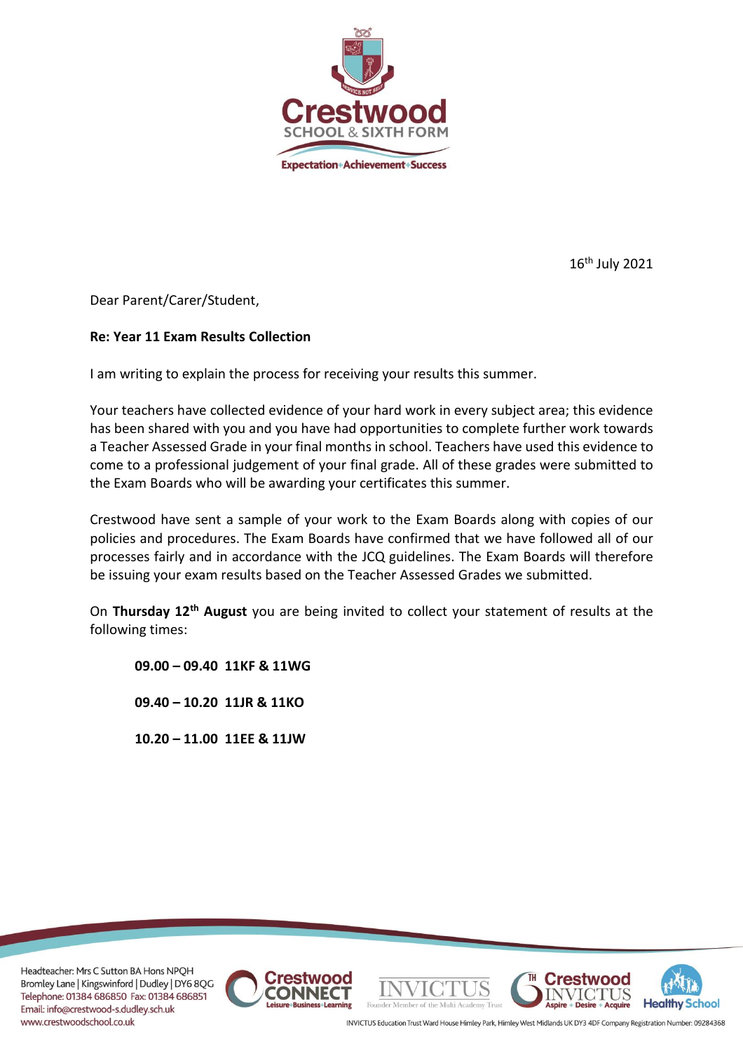16th July 2021

Dear Parent/Carer/Student,

**Re: Year 11 Exam Results Collection**

I am writing to explain the process for receiving your results this summer.

Your teachers have collected evidence of your hard work in every subject area; this evidence has been shared with you and you have had opportunities to complete further work towards a Teacher Assessed Grade in your final months in school. Teachers have used this evidence to come to a professional judgement of your final grade. All of these grades were submitted to the Exam Boards who will be awarding your certificates this summer.

Crestwood have sent a sample of your work to the Exam Boards along with copies of our policies and procedures. The Exam Boards have confirmed that we have followed all of our processes fairly and in accordance with the JCQ guidelines. The Exam Boards will therefore be issuing your exam results based on the Teacher Assessed Grades we submitted.

On **Thursday 12th August** you are being invited to collect your statement of results at the following times:

**09.00 – 09.40 11KF & 11WG**

**09.40 – 10.20 11JR & 11KO**

**10.20 – 11.00 11EE & 11JW**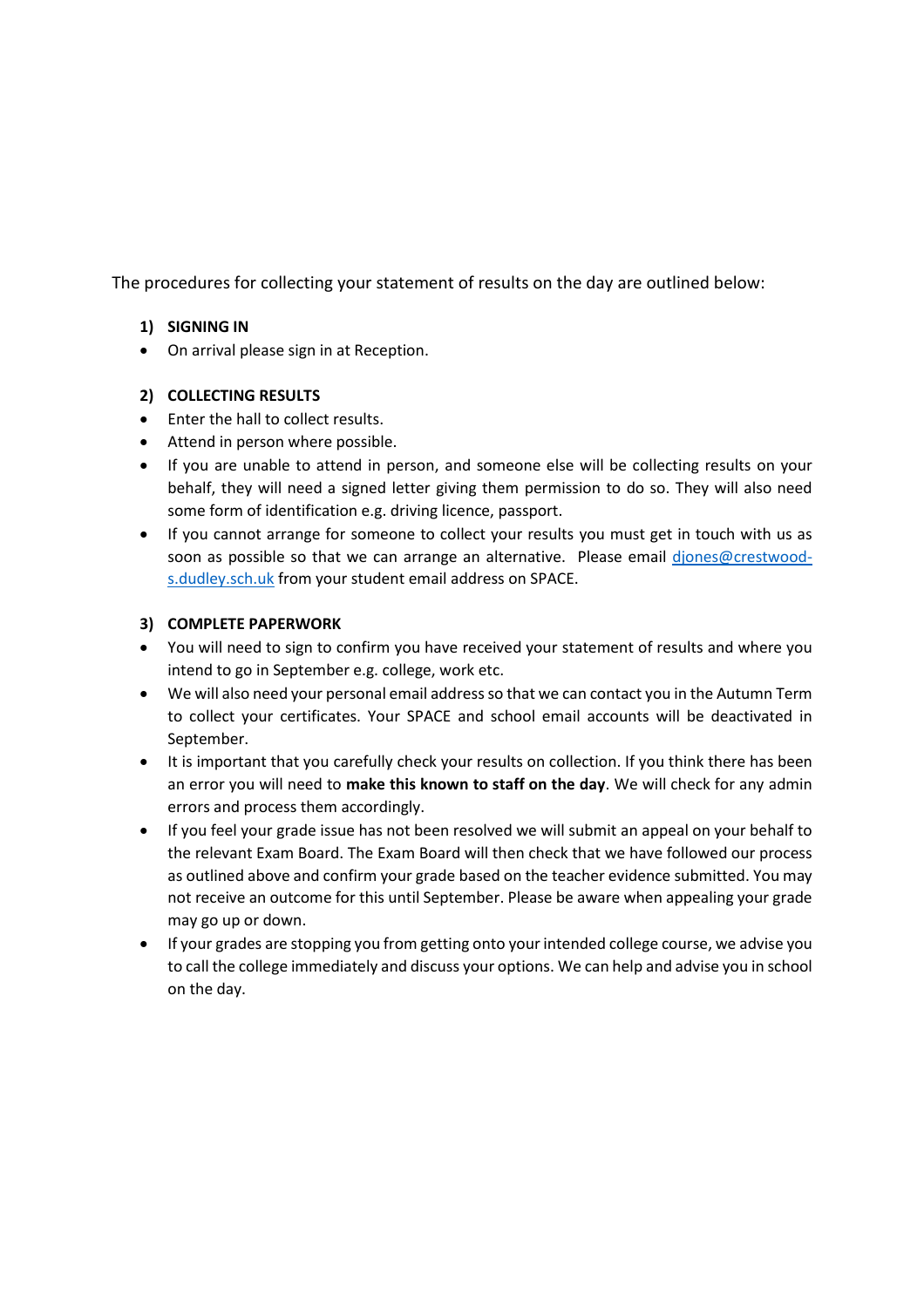The procedures for collecting your statement of results on the day are outlined below:

1) **SIGNING IN**

- On arrival please sign in at Reception.

2) **COLLECTING RESULTS**

- Enter the hall to collect results.
- Attend in person where possible.
- If you are unable to attend in person, and someone else will be collecting results on your behalf, they will need a signed letter giving them permission to do so. They will also need some form of identification e.g. driving licence, passport.
- If you cannot arrange for someone to collect your results you must get in touch with us as soon as possible so that we can arrange an alternative. Please email [djones@crestwood-s.dudley.sch.uk](mailto:djones@crestwood-s.dudley.sch.uk) from your student email address on SPACE.

3) **COMPLETE PAPERWORK**

- You will need to sign to confirm you have received your statement of results and where you intend to go in September e.g. college, work etc.
- We will also need your personal email address so that we can contact you in the Autumn Term to collect your certificates. Your SPACE and school email accounts will be deactivated in September.
- It is important that you carefully check your results on collection. If you think there has been an error you will need to **make this known to staff on the day**. We will check for any admin errors and process them accordingly.
- If you feel your grade issue has not been resolved we will submit an appeal on your behalf to the relevant Exam Board. The Exam Board will then check that we have followed our process as outlined above and confirm your grade based on the teacher evidence submitted. You may not receive an outcome for this until September. Please be aware when appealing your grade may go up or down.
- If your grades are stopping you from getting onto your intended college course, we advise you to call the college immediately and discuss your options. We can help and advise you in school on the day.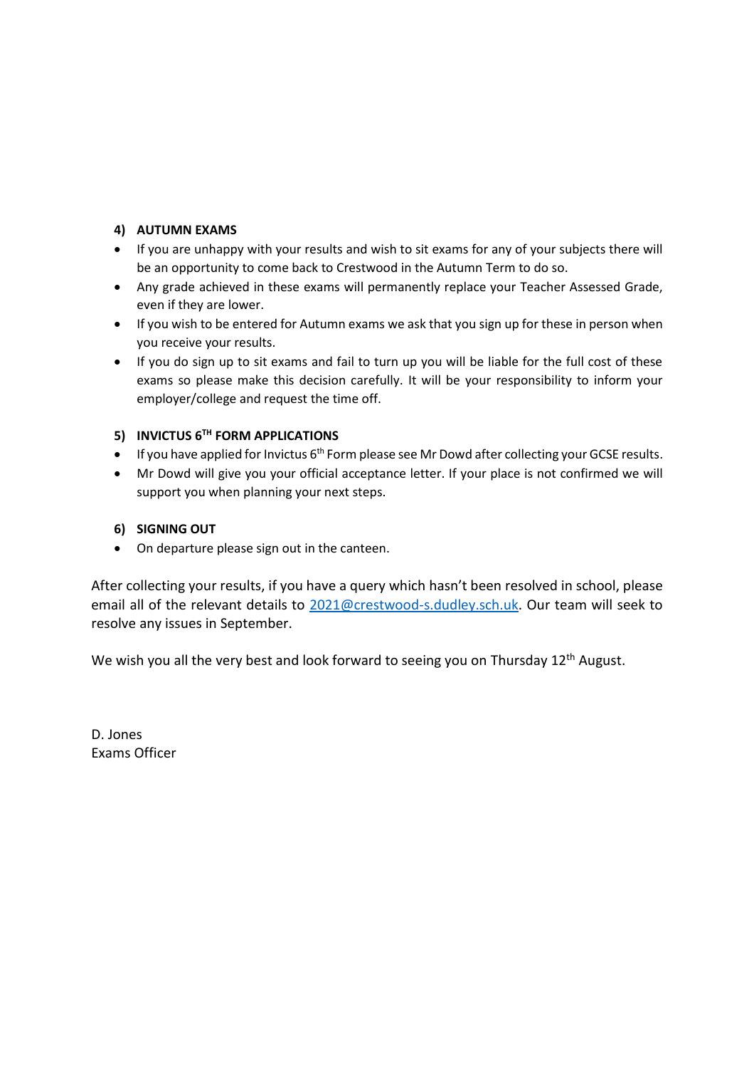4) **AUTUMN EXAMS**

- If you are unhappy with your results and wish to sit exams for any of your subjects there will be an opportunity to come back to Crestwood in the Autumn Term to do so.
- Any grade achieved in these exams will permanently replace your Teacher Assessed Grade, even if they are lower.
- If you wish to be entered for Autumn exams we ask that you sign up for these in person when you receive your results.
- If you do sign up to sit exams and fail to turn up you will be liable for the full cost of these exams so please make this decision carefully. It will be your responsibility to inform your employer/college and request the time off.

5) **INVICTUS 6TH FORM APPLICATIONS**

- If you have applied for Invictus 6th Form please see Mr Dowd after collecting your GCSE results.
- Mr Dowd will give you your official acceptance letter. If your place is not confirmed we will support you when planning your next steps.

6) **SIGNING OUT**

- On departure please sign out in the canteen.

After collecting your results, if you have a query which hasn't been resolved in school, please email all of the relevant details to 2021@crestwood-s.dudley.sch.uk. Our team will seek to resolve any issues in September.

We wish you all the very best and look forward to seeing you on Thursday 12th August.

D. Jones
Exams Officer